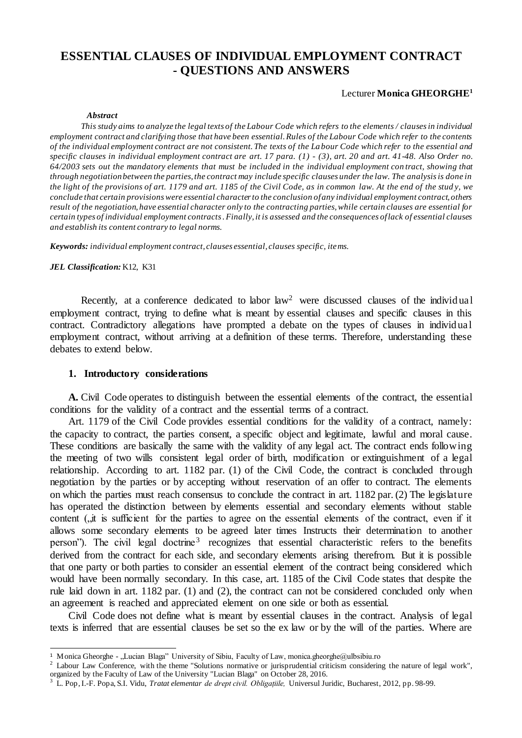# ESSENTIAL CLAUSES OF INDIVIDUAL EMPLOYMENT CONTRACT - QUESTIONS AND ANSWERS

Lecturer **Monica GHEORGHE**[1]

***Abstract***

*This study aims to analyze the legal texts of the Labour Code which refers to the elements / clauses in individual employment contract and clarifying those that have been essential. Rules of the Labour Code which refer to the contents of the individual employment contract are not consistent. The texts of the Labour Code which refer to the essential and specific clauses in individual employment contract are art. 17 para. (1) - (3), art. 20 and art. 41-48. Also Order no. 64/2003 sets out the mandatory elements that must be included in the individual employment contract, showing that through negotiation between the parties, the contract may include specific clauses under the law. The analysis is done in the light of the provisions of art. 1179 and art. 1185 of the Civil Code, as in common law. At the end of the study, we conclude that certain provisions were essential character to the conclusion of any individual employment contract, others result of the negotiation, have essential character only to the contracting parties, while certain clauses are essential for certain types of individual employment contracts. Finally, it is assessed and the consequences of lack of essential clauses and establish its content contrary to legal norms.*

***Keywords:*** *individual employment contract, clauses essential, clauses specific, items.*

***JEL Classification:*** K12, K31

Recently, at a conference dedicated to labor law[2] were discussed clauses of the individual employment contract, trying to define what is meant by essential clauses and specific clauses in this contract. Contradictory allegations have prompted a debate on the types of clauses in individual employment contract, without arriving at a definition of these terms. Therefore, understanding these debates to extend below.

## 1. Introductory considerations

**A.** Civil Code operates to distinguish between the essential elements of the contract, the essential conditions for the validity of a contract and the essential terms of a contract.

Art. 1179 of the Civil Code provides essential conditions for the validity of a contract, namely: the capacity to contract, the parties consent, a specific object and legitimate, lawful and moral cause. These conditions are basically the same with the validity of any legal act. The contract ends following the meeting of two wills consistent legal order of birth, modification or extinguishment of a legal relationship. According to art. 1182 par. (1) of the Civil Code, the contract is concluded through negotiation by the parties or by accepting without reservation of an offer to contract. The elements on which the parties must reach consensus to conclude the contract in art. 1182 par. (2) The legislature has operated the distinction between by elements essential and secondary elements without stable content („it is sufficient for the parties to agree on the essential elements of the contract, even if it allows some secondary elements to be agreed later times Instructs their determination to another person"). The civil legal doctrine[3] recognizes that essential characteristic refers to the benefits derived from the contract for each side, and secondary elements arising therefrom. But it is possible that one party or both parties to consider an essential element of the contract being considered which would have been normally secondary. In this case, art. 1185 of the Civil Code states that despite the rule laid down in art. 1182 par. (1) and (2), the contract can not be considered concluded only when an agreement is reached and appreciated element on one side or both as essential.

Civil Code does not define what is meant by essential clauses in the contract. Analysis of legal texts is inferred that are essential clauses be set so the ex law or by the will of the parties. Where are

---

[1] Monica Gheorghe - „Lucian Blaga" University of Sibiu, Faculty of Law, monica.gheorghe@ulbsibiu.ro

[2] Labour Law Conference, with the theme "Solutions normative or jurisprudential criticism considering the nature of legal work", organized by the Faculty of Law of the University "Lucian Blaga" on October 28, 2016.

[3] L. Pop, I.-F. Popa, S.I. Vidu, *Tratat elementar de drept civil. Obligațiile,* Universul Juridic, Bucharest, 2012, pp. 98-99.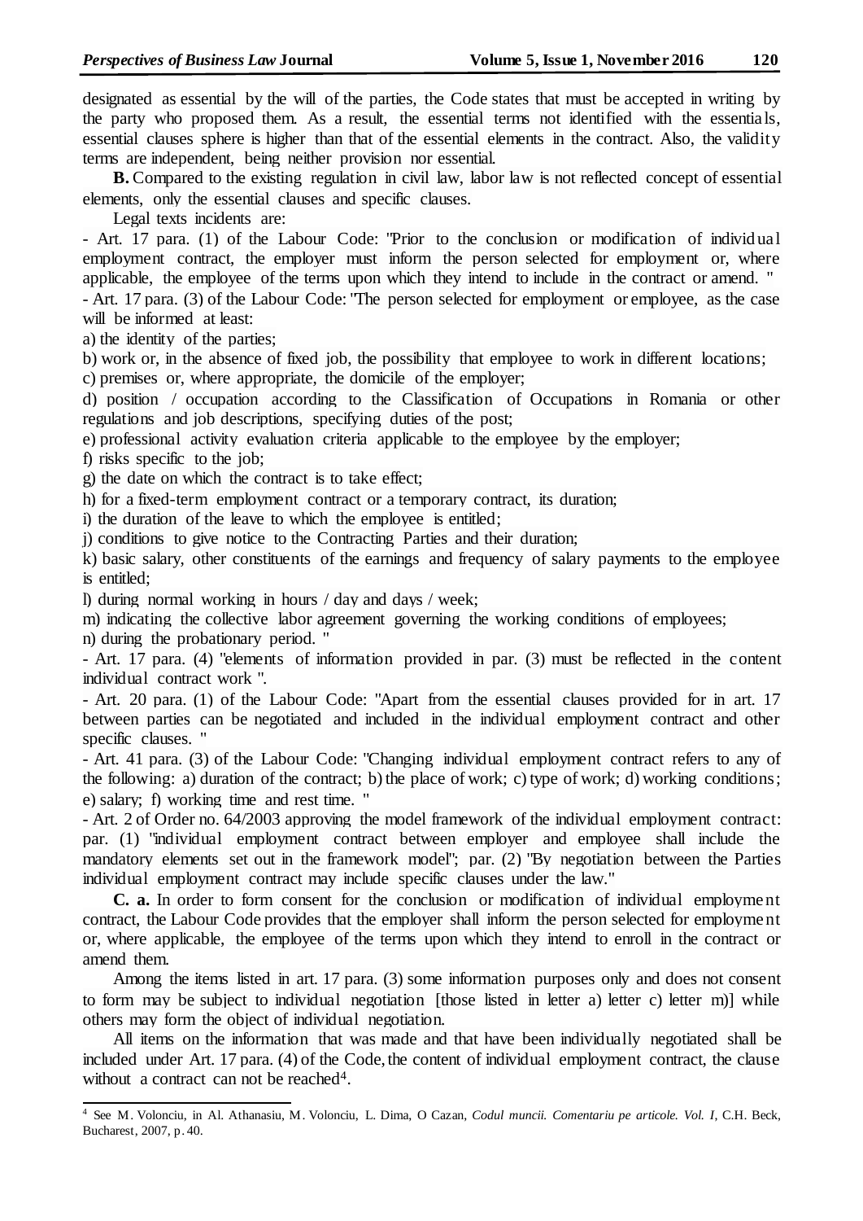designated as essential by the will of the parties, the Code states that must be accepted in writing by the party who proposed them. As a result, the essential terms not identified with the essentials, essential clauses sphere is higher than that of the essential elements in the contract. Also, the validity terms are independent, being neither provision nor essential.

**B.** Compared to the existing regulation in civil law, labor law is not reflected concept of essential elements, only the essential clauses and specific clauses.

Legal texts incidents are:

- Art. 17 para. (1) of the Labour Code: "Prior to the conclusion or modification of individual employment contract, the employer must inform the person selected for employment or, where applicable, the employee of the terms upon which they intend to include in the contract or amend. "
- Art. 17 para. (3) of the Labour Code: "The person selected for employment or employee, as the case will be informed at least:

a) the identity of the parties;

b) work or, in the absence of fixed job, the possibility that employee to work in different locations;

c) premises or, where appropriate, the domicile of the employer;

d) position / occupation according to the Classification of Occupations in Romania or other regulations and job descriptions, specifying duties of the post;

e) professional activity evaluation criteria applicable to the employee by the employer;

f) risks specific to the job;

g) the date on which the contract is to take effect;

h) for a fixed-term employment contract or a temporary contract, its duration;

i) the duration of the leave to which the employee is entitled;

j) conditions to give notice to the Contracting Parties and their duration;

k) basic salary, other constituents of the earnings and frequency of salary payments to the employee is entitled;

l) during normal working in hours / day and days / week;

m) indicating the collective labor agreement governing the working conditions of employees;

n) during the probationary period. "

- Art. 17 para. (4) "elements of information provided in par. (3) must be reflected in the content individual contract work ".
- Art. 20 para. (1) of the Labour Code: "Apart from the essential clauses provided for in art. 17 between parties can be negotiated and included in the individual employment contract and other specific clauses. "
- Art. 41 para. (3) of the Labour Code: "Changing individual employment contract refers to any of the following: a) duration of the contract; b) the place of work; c) type of work; d) working conditions; e) salary; f) working time and rest time. "
- Art. 2 of Order no. 64/2003 approving the model framework of the individual employment contract: par. (1) "individual employment contract between employer and employee shall include the mandatory elements set out in the framework model"; par. (2) "By negotiation between the Parties individual employment contract may include specific clauses under the law."

**C. a.** In order to form consent for the conclusion or modification of individual employment contract, the Labour Code provides that the employer shall inform the person selected for employment or, where applicable, the employee of the terms upon which they intend to enroll in the contract or amend them.

Among the items listed in art. 17 para. (3) some information purposes only and does not consent to form may be subject to individual negotiation [those listed in letter a) letter c) letter m)] while others may form the object of individual negotiation.

All items on the information that was made and that have been individually negotiated shall be included under Art. 17 para. (4) of the Code, the content of individual employment contract, the clause without a contract can not be reached[4].

[4] See M. Volonciu, in Al. Athanasiu, M. Volonciu, L. Dima, O Cazan, *Codul muncii. Comentariu pe articole. Vol. I*, C.H. Beck, Bucharest, 2007, p. 40.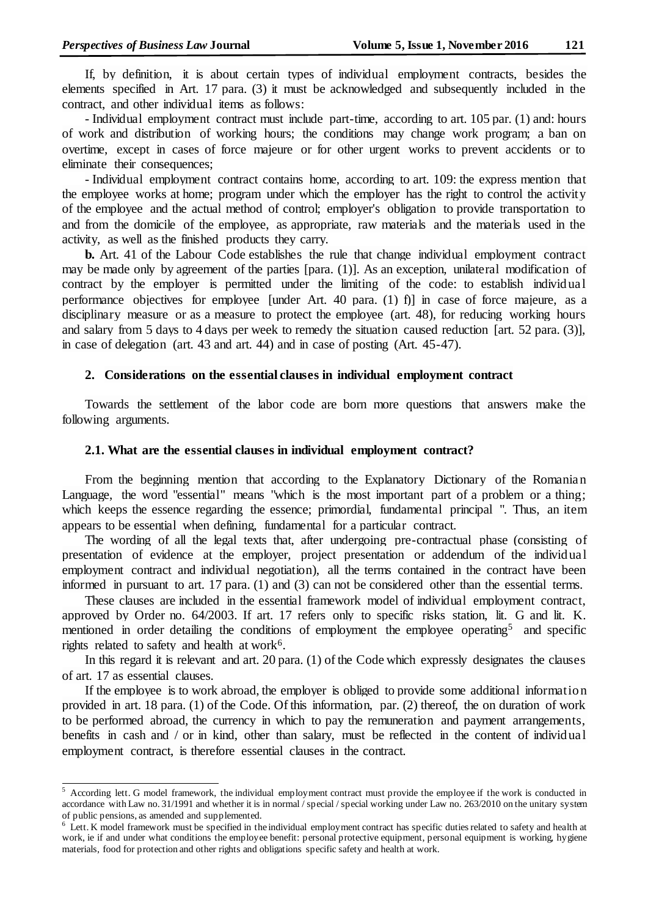If, by definition, it is about certain types of individual employment contracts, besides the elements specified in Art. 17 para. (3) it must be acknowledged and subsequently included in the contract, and other individual items as follows:

- Individual employment contract must include part-time, according to art. 105 par. (1) and: hours of work and distribution of working hours; the conditions may change work program; a ban on overtime, except in cases of force majeure or for other urgent works to prevent accidents or to eliminate their consequences;

- Individual employment contract contains home, according to art. 109: the express mention that the employee works at home; program under which the employer has the right to control the activity of the employee and the actual method of control; employer's obligation to provide transportation to and from the domicile of the employee, as appropriate, raw materials and the materials used in the activity, as well as the finished products they carry.

**b.** Art. 41 of the Labour Code establishes the rule that change individual employment contract may be made only by agreement of the parties [para. (1)]. As an exception, unilateral modification of contract by the employer is permitted under the limiting of the code: to establish individual performance objectives for employee [under Art. 40 para. (1) f)] in case of force majeure, as a disciplinary measure or as a measure to protect the employee (art. 48), for reducing working hours and salary from 5 days to 4 days per week to remedy the situation caused reduction [art. 52 para. (3)], in case of delegation (art. 43 and art. 44) and in case of posting (Art. 45-47).

## 2. Considerations on the essential clauses in individual employment contract

Towards the settlement of the labor code are born more questions that answers make the following arguments.

### 2.1. What are the essential clauses in individual employment contract?

From the beginning mention that according to the Explanatory Dictionary of the Romanian Language, the word "essential" means "which is the most important part of a problem or a thing; which keeps the essence regarding the essence; primordial, fundamental principal ". Thus, an item appears to be essential when defining, fundamental for a particular contract.

The wording of all the legal texts that, after undergoing pre-contractual phase (consisting of presentation of evidence at the employer, project presentation or addendum of the individual employment contract and individual negotiation), all the terms contained in the contract have been informed in pursuant to art. 17 para. (1) and (3) can not be considered other than the essential terms.

These clauses are included in the essential framework model of individual employment contract, approved by Order no. 64/2003. If art. 17 refers only to specific risks station, lit. G and lit. K. mentioned in order detailing the conditions of employment the employee operating[5] and specific rights related to safety and health at work[6].

In this regard it is relevant and art. 20 para. (1) of the Code which expressly designates the clauses of art. 17 as essential clauses.

If the employee is to work abroad, the employer is obliged to provide some additional information provided in art. 18 para. (1) of the Code. Of this information, par. (2) thereof, the on duration of work to be performed abroad, the currency in which to pay the remuneration and payment arrangements, benefits in cash and / or in kind, other than salary, must be reflected in the content of individual employment contract, is therefore essential clauses in the contract.

---

[5] According lett. G model framework, the individual employment contract must provide the employee if the work is conducted in accordance with Law no. 31/1991 and whether it is in normal / special / special working under Law no. 263/2010 on the unitary system of public pensions, as amended and supplemented.

[6] Lett. K model framework must be specified in the individual employment contract has specific duties related to safety and health at work, ie if and under what conditions the employee benefit: personal protective equipment, personal equipment is working, hygiene materials, food for protection and other rights and obligations specific safety and health at work.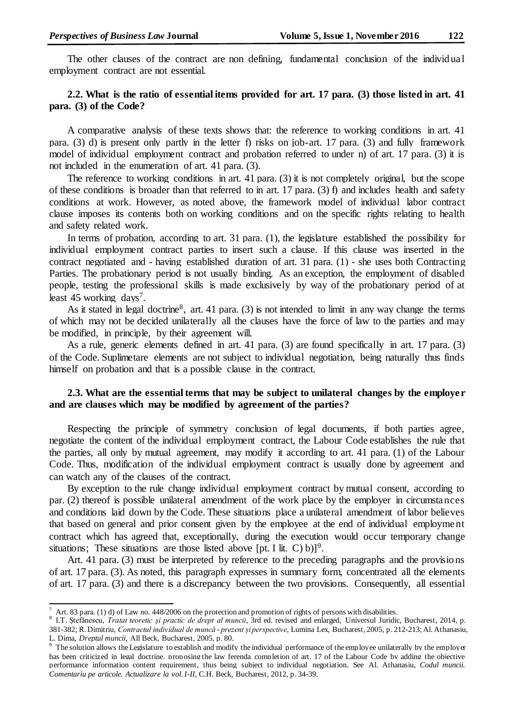The other clauses of the contract are non defining, fundamental conclusion of the individual employment contract are not essential.

### 2.2. What is the ratio of essential items provided for art. 17 para. (3) those listed in art. 41 para. (3) of the Code?

A comparative analysis of these texts shows that: the reference to working conditions in art. 41 para. (3) d) is present only partly in the letter f) risks on job-art. 17 para. (3) and fully framework model of individual employment contract and probation referred to under n) of art. 17 para. (3) it is not included in the enumeration of art. 41 para. (3).

The reference to working conditions in art. 41 para. (3) it is not completely original, but the scope of these conditions is broader than that referred to in art. 17 para. (3) f) and includes health and safety conditions at work. However, as noted above, the framework model of individual labor contract clause imposes its contents both on working conditions and on the specific rights relating to health and safety related work.

In terms of probation, according to art. 31 para. (1), the legislature established the possibility for individual employment contract parties to insert such a clause. If this clause was inserted in the contract negotiated and - having established duration of art. 31 para. (1) - she uses both Contracting Parties. The probationary period is not usually binding. As an exception, the employment of disabled people, testing the professional skills is made exclusively by way of the probationary period of at least 45 working days[7].

As it stated in legal doctrine[8], art. 41 para. (3) is not intended to limit in any way change the terms of which may not be decided unilaterally all the clauses have the force of law to the parties and may be modified, in principle, by their agreement will.

As a rule, generic elements defined in art. 41 para. (3) are found specifically in art. 17 para. (3) of the Code. Suplimetare elements are not subject to individual negotiation, being naturally thus finds himself on probation and that is a possible clause in the contract.

### 2.3. What are the essential terms that may be subject to unilateral changes by the employer and are clauses which may be modified by agreement of the parties?

Respecting the principle of symmetry conclusion of legal documents, if both parties agree, negotiate the content of the individual employment contract, the Labour Code establishes the rule that the parties, all only by mutual agreement, may modify it according to art. 41 para. (1) of the Labour Code. Thus, modification of the individual employment contract is usually done by agreement and can watch any of the clauses of the contract.

By exception to the rule change individual employment contract by mutual consent, according to par. (2) thereof is possible unilateral amendment of the work place by the employer in circumstances and conditions laid down by the Code. These situations place a unilateral amendment of labor believes that based on general and prior consent given by the employee at the end of individual employment contract which has agreed that, exceptionally, during the execution would occur temporary change situations; These situations are those listed above [pt. I lit. C) b)][9].

Art. 41 para. (3) must be interpreted by reference to the preceding paragraphs and the provisions of art. 17 para. (3). As noted, this paragraph expresses in summary form, concentrated all the elements of art. 17 para. (3) and there is a discrepancy between the two provisions. Consequently, all essential

---

[7] Art. 83 para. (1) d) of Law no. 448/2006 on the protection and promotion of rights of persons with disabilities.

[8] I.T. Ștefănescu, *Tratat teoretic și practic de drept al muncii*, 3rd ed. revised and enlarged, Universul Juridic, Bucharest, 2014, p. 381-382; R. Dimitriu, *Contractul individual de muncă - prezent și perspective*, Lumina Lex, Bucharest, 2005, p. 212-213; Al. Athanasiu, L. Dima, *Dreptul muncii*, All Beck, Bucharest, 2005, p. 80.

[9] The solution allows the Legislature to establish and modify the individual performance of the employee unilaterally by the employer has been criticized in legal doctrine, proposing the law ferenda completion of art. 17 of the Labour Code by adding the objective performance information content requirement, thus being subject to individual negotiation. See Al. Athanasiu, *Codul muncii. Comentariu pe articole. Actualizare la vol. I-II*, C.H. Beck, Bucharest, 2012, p. 34-39.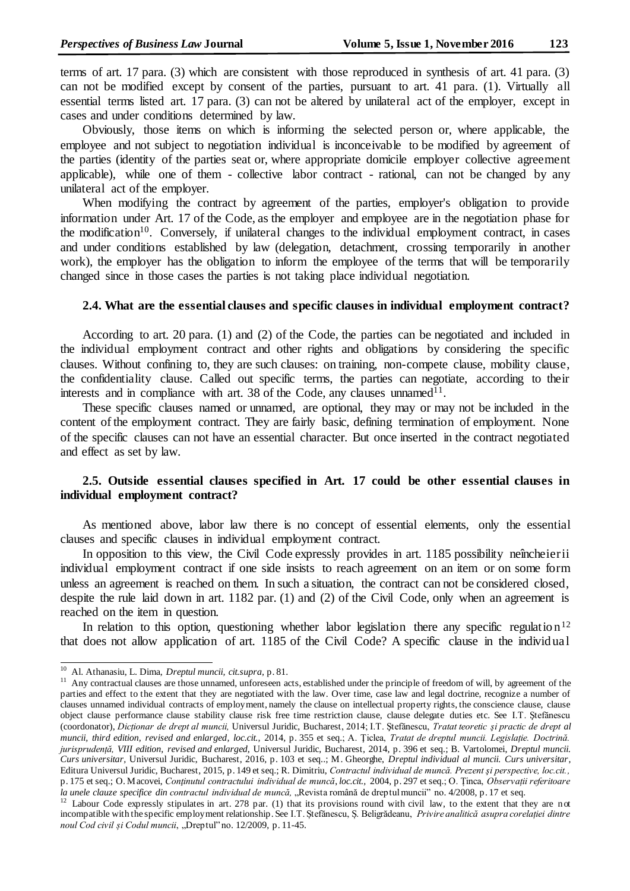terms of art. 17 para. (3) which are consistent with those reproduced in synthesis of art. 41 para. (3) can not be modified except by consent of the parties, pursuant to art. 41 para. (1). Virtually all essential terms listed art. 17 para. (3) can not be altered by unilateral act of the employer, except in cases and under conditions determined by law.

Obviously, those items on which is informing the selected person or, where applicable, the employee and not subject to negotiation individual is inconceivable to be modified by agreement of the parties (identity of the parties seat or, where appropriate domicile employer collective agreement applicable), while one of them - collective labor contract - rational, can not be changed by any unilateral act of the employer.

When modifying the contract by agreement of the parties, employer's obligation to provide information under Art. 17 of the Code, as the employer and employee are in the negotiation phase for the modification[10]. Conversely, if unilateral changes to the individual employment contract, in cases and under conditions established by law (delegation, detachment, crossing temporarily in another work), the employer has the obligation to inform the employee of the terms that will be temporarily changed since in those cases the parties is not taking place individual negotiation.

### 2.4. What are the essential clauses and specific clauses in individual employment contract?

According to art. 20 para. (1) and (2) of the Code, the parties can be negotiated and included in the individual employment contract and other rights and obligations by considering the specific clauses. Without confining to, they are such clauses: on training, non-compete clause, mobility clause, the confidentiality clause. Called out specific terms, the parties can negotiate, according to their interests and in compliance with art. 38 of the Code, any clauses unnamed[11].

These specific clauses named or unnamed, are optional, they may or may not be included in the content of the employment contract. They are fairly basic, defining termination of employment. None of the specific clauses can not have an essential character. But once inserted in the contract negotiated and effect as set by law.

### 2.5. Outside essential clauses specified in Art. 17 could be other essential clauses in individual employment contract?

As mentioned above, labor law there is no concept of essential elements, only the essential clauses and specific clauses in individual employment contract.

In opposition to this view, the Civil Code expressly provides in art. 1185 possibility neîncheierii individual employment contract if one side insists to reach agreement on an item or on some form unless an agreement is reached on them. In such a situation, the contract can not be considered closed, despite the rule laid down in art. 1182 par. (1) and (2) of the Civil Code, only when an agreement is reached on the item in question.

In relation to this option, questioning whether labor legislation there any specific regulation[12] that does not allow application of art. 1185 of the Civil Code? A specific clause in the individual

---

[10] Al. Athanasiu, L. Dima, *Dreptul muncii, cit.supra*, p. 81.

[11] Any contractual clauses are those unnamed, unforeseen acts, established under the principle of freedom of will, by agreement of the parties and effect to the extent that they are negotiated with the law. Over time, case law and legal doctrine, recognize a number of clauses unnamed individual contracts of employment, namely the clause on intellectual property rights, the conscience clause, clause object clause performance clause stability clause risk free time restriction clause, clause delegate duties etc. See I.T. Ştefănescu (coordonator), *Dicționar de drept al muncii*, Universul Juridic, Bucharest, 2014; I.T. Ştefănescu, *Tratat teoretic și practic de drept al muncii, third edition, revised and enlarged, loc.cit.*, 2014, p. 355 et seq.; A. Ţiclea, *Tratat de dreptul muncii. Legislație. Doctrină. jurisprudență, VIII edition, revised and enlarged*, Universul Juridic, Bucharest, 2014, p. 396 et seq.; B. Vartolomei, *Dreptul muncii. Curs universitar*, Universul Juridic, Bucharest, 2016, p. 103 et seq..; M. Gheorghe, *Dreptul individual al muncii. Curs universitar*, Editura Universul Juridic, Bucharest, 2015, p. 149 et seq.; R. Dimitriu, *Contractul individual de muncă. Prezent și perspective, loc.cit.*, p. 175 et seq.; O. Macovei, *Conținutul contractului individual de muncă*, *loc.cit.*, 2004, p. 297 et seq.; O. Ţinca, *Observații referitoare la unele clauze specifice din contractul individual de muncă*, „Revista română de dreptul muncii" no. 4/2008, p. 17 et seq.

[12] Labour Code expressly stipulates in art. 278 par. (1) that its provisions round with civil law, to the extent that they are not incompatible with the specific employment relationship. See I.T. Ştefănescu, Ş. Beligrădeanu, *Privire analitică asupra corelației dintre noul Cod civil și Codul muncii*, „Dreptul" no. 12/2009, p. 11-45.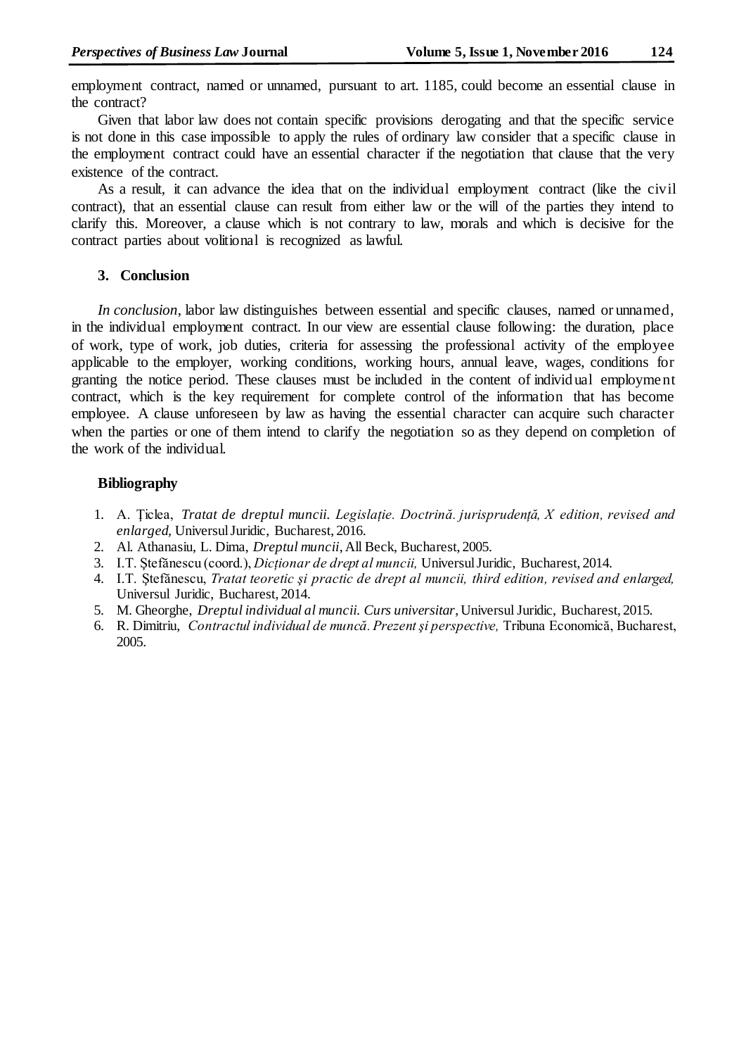employment contract, named or unnamed, pursuant to art. 1185, could become an essential clause in the contract?

Given that labor law does not contain specific provisions derogating and that the specific service is not done in this case impossible to apply the rules of ordinary law consider that a specific clause in the employment contract could have an essential character if the negotiation that clause that the very existence of the contract.

As a result, it can advance the idea that on the individual employment contract (like the civil contract), that an essential clause can result from either law or the will of the parties they intend to clarify this. Moreover, a clause which is not contrary to law, morals and which is decisive for the contract parties about volitional is recognized as lawful.

## 3. Conclusion

*In conclusion*, labor law distinguishes between essential and specific clauses, named or unnamed, in the individual employment contract. In our view are essential clause following: the duration, place of work, type of work, job duties, criteria for assessing the professional activity of the employee applicable to the employer, working conditions, working hours, annual leave, wages, conditions for granting the notice period. These clauses must be included in the content of individual employment contract, which is the key requirement for complete control of the information that has become employee. A clause unforeseen by law as having the essential character can acquire such character when the parties or one of them intend to clarify the negotiation so as they depend on completion of the work of the individual.

## Bibliography

1. A. Ţiclea, *Tratat de dreptul muncii. Legislaţie. Doctrină. jurisprudenţă, X edition, revised and enlarged*, Universul Juridic, Bucharest, 2016.
2. Al. Athanasiu, L. Dima, *Dreptul muncii*, All Beck, Bucharest, 2005.
3. I.T. Ştefănescu (coord.), *Dicţionar de drept al muncii,* Universul Juridic, Bucharest, 2014.
4. I.T. Ştefănescu, *Tratat teoretic şi practic de drept al muncii, third edition, revised and enlarged,* Universul Juridic, Bucharest, 2014.
5. M. Gheorghe, *Dreptul individual al muncii. Curs universitar*, Universul Juridic, Bucharest, 2015.
6. R. Dimitriu, *Contractul individual de muncă. Prezent şi perspective,* Tribuna Economică, Bucharest, 2005.